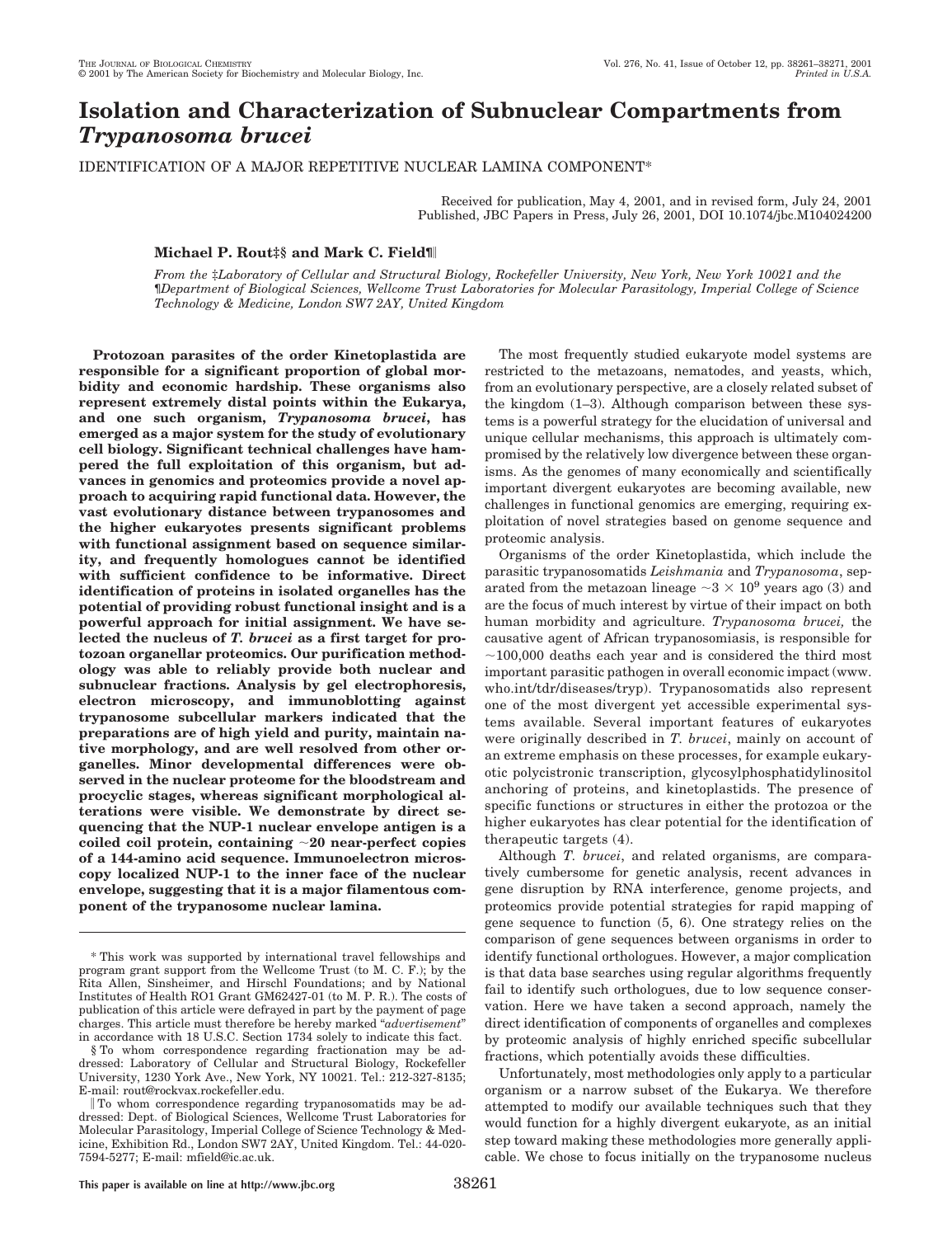# Isolation and Characterization of Subnuclear Compartments from *Trypanosoma brucei*

IDENTIFICATION OF A MAJOR REPETITIVE NUCLEAR LAMINA COMPONENT*

Received for publication, May 4, 2001, and in revised form, July 24, 2001
Published, JBC Papers in Press, July 26, 2001, DOI 10.1074/jbc.M104024200

**Michael P. Rout‡§ and Mark C. Field¶‖**

*From the ‡Laboratory of Cellular and Structural Biology, Rockefeller University, New York, New York 10021 and the ¶Department of Biological Sciences, Wellcome Trust Laboratories for Molecular Parasitology, Imperial College of Science Technology & Medicine, London SW7 2AY, United Kingdom*

**Protozoan parasites of the order Kinetoplastida are responsible for a significant proportion of global morbidity and economic hardship. These organisms also represent extremely distal points within the Eukarya, and one such organism, *Trypanosoma brucei*, has emerged as a major system for the study of evolutionary cell biology. Significant technical challenges have hampered the full exploitation of this organism, but advances in genomics and proteomics provide a novel approach to acquiring rapid functional data. However, the vast evolutionary distance between trypanosomes and the higher eukaryotes presents significant problems with functional assignment based on sequence similarity, and frequently homologues cannot be identified with sufficient confidence to be informative. Direct identification of proteins in isolated organelles has the potential of providing robust functional insight and is a powerful approach for initial assignment. We have selected the nucleus of *T. brucei* as a first target for protozoan organellar proteomics. Our purification methodology was able to reliably provide both nuclear and subnuclear fractions. Analysis by gel electrophoresis, electron microscopy, and immunoblotting against trypanosome subcellular markers indicated that the preparations are of high yield and purity, maintain native morphology, and are well resolved from other organelles. Minor developmental differences were observed in the nuclear proteome for the bloodstream and procyclic stages, whereas significant morphological alterations were visible. We demonstrate by direct sequencing that the NUP-1 nuclear envelope antigen is a coiled coil protein, containing ~20 near-perfect copies of a 144-amino acid sequence. Immunoelectron microscopy localized NUP-1 to the inner face of the nuclear envelope, suggesting that it is a major filamentous component of the trypanosome nuclear lamina.**

The most frequently studied eukaryote model systems are restricted to the metazoans, nematodes, and yeasts, which, from an evolutionary perspective, are a closely related subset of the kingdom (1–3). Although comparison between these systems is a powerful strategy for the elucidation of universal and unique cellular mechanisms, this approach is ultimately compromised by the relatively low divergence between these organisms. As the genomes of many economically and scientifically important divergent eukaryotes are becoming available, new challenges in functional genomics are emerging, requiring exploitation of novel strategies based on genome sequence and proteomic analysis.

Organisms of the order Kinetoplastida, which include the parasitic trypanosomatids *Leishmania* and *Trypanosoma*, separated from the metazoan lineage ~$3 \times 10^9$ years ago (3) and are the focus of much interest by virtue of their impact on both human morbidity and agriculture. *Trypanosoma brucei,* the causative agent of African trypanosomiasis, is responsible for ~100,000 deaths each year and is considered the third most important parasitic pathogen in overall economic impact (www.who.int/tdr/diseases/tryp). Trypanosomatids also represent one of the most divergent yet accessible experimental systems available. Several important features of eukaryotes were originally described in *T. brucei*, mainly on account of an extreme emphasis on these processes, for example eukaryotic polycistronic transcription, glycosylphosphatidylinositol anchoring of proteins, and kinetoplastids. The presence of specific functions or structures in either the protozoa or the higher eukaryotes has clear potential for the identification of therapeutic targets (4).

Although *T. brucei*, and related organisms, are comparatively cumbersome for genetic analysis, recent advances in gene disruption by RNA interference, genome projects, and proteomics provide potential strategies for rapid mapping of gene sequence to function (5, 6). One strategy relies on the comparison of gene sequences between organisms in order to identify functional orthologues. However, a major complication is that data base searches using regular algorithms frequently fail to identify such orthologues, due to low sequence conservation. Here we have taken a second approach, namely the direct identification of components of organelles and complexes by proteomic analysis of highly enriched specific subcellular fractions, which potentially avoids these difficulties.

Unfortunately, most methodologies only apply to a particular organism or a narrow subset of the Eukarya. We therefore attempted to modify our available techniques such that they would function for a highly divergent eukaryote, as an initial step toward making these methodologies more generally applicable. We chose to focus initially on the trypanosome nucleus

---

* This work was supported by international travel fellowships and program grant support from the Wellcome Trust (to M. C. F.); by the Rita Allen, Sinsheimer, and Hirschl Foundations; and by National Institutes of Health RO1 Grant GM62427-01 (to M. P. R.). The costs of publication of this article were defrayed in part by the payment of page charges. This article must therefore be hereby marked "*advertisement*" in accordance with 18 U.S.C. Section 1734 solely to indicate this fact.

§ To whom correspondence regarding fractionation may be addressed: Laboratory of Cellular and Structural Biology, Rockefeller University, 1230 York Ave., New York, NY 10021. Tel.: 212-327-8135; E-mail: rout@rockvax.rockefeller.edu.

‖ To whom correspondence regarding trypanosomatids may be addressed: Dept. of Biological Sciences, Wellcome Trust Laboratories for Molecular Parasitology, Imperial College of Science Technology & Medicine, Exhibition Rd., London SW7 2AY, United Kingdom. Tel.: 44-020-7594-5277; E-mail: mfield@ic.ac.uk.

This paper is available on line at http://www.jbc.org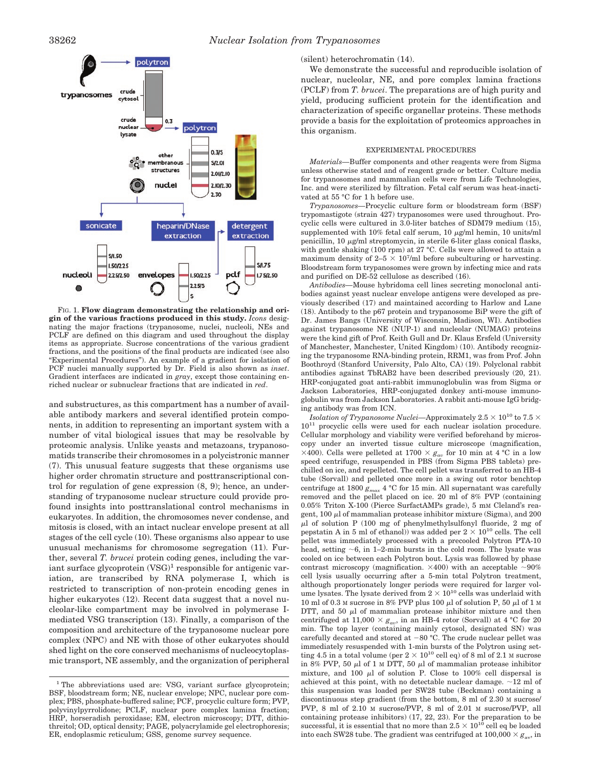trypanosomes

polytron

crude cytosol

crude nuclear lysate

0.3

polytron

other membranous structures

nuclei

0.3/S

S/2.01

2.01/2.10

2.10/2.30

2.30

sonicate

heparin/DNase extraction

detergent extraction

S/1.50

1.50/2.25

2.25/2.50

nucleoli

envelopes

1.50/2.25

2.25/S

S

pclf

S/1.75

1.75/2.50

FIG. 1. **Flow diagram demonstrating the relationship and origin of the various fractions produced in this study.** *Icons* designating the major fractions (trypanosome, nuclei, nucleoli, NEs and PCLF are defined on this diagram and used throughout the display items as appropriate. Sucrose concentrations of the various gradient fractions, and the positions of the final products are indicated (see also "Experimental Procedures"). An example of a gradient for isolation of PCF nuclei manually supported by Dr. Field is also shown as *inset*. Gradient interfaces are indicated in *gray*, except those containing enriched nuclear or subnuclear fractions that are indicated in *red*.

and substructures, as this compartment has a number of available antibody markers and several identified protein components, in addition to representing an important system with a number of vital biological issues that may be resolvable by proteomic analysis. Unlike yeasts and metazoans, trypanosomatids transcribe their chromosomes in a polycistronic manner (7). This unusual feature suggests that these organisms use higher order chromatin structure and posttranscriptional control for regulation of gene expression (8, 9); hence, an understanding of trypanosome nuclear structure could provide profound insights into posttranslational control mechanisms in eukaryotes. In addition, the chromosomes never condense, and mitosis is closed, with an intact nuclear envelope present at all stages of the cell cycle (10). These organisms also appear to use unusual mechanisms for chromosome segregation (11). Further, several *T. brucei* protein coding genes, including the variant surface glycoprotein (VSG)[1] responsible for antigenic variation, are transcribed by RNA polymerase I, which is restricted to transcription of non-protein encoding genes in higher eukaryotes (12). Recent data suggest that a novel nucleolar-like compartment may be involved in polymerase I-mediated VSG transcription (13). Finally, a comparison of the composition and architecture of the trypanosome nuclear pore complex (NPC) and NE with those of other eukaryotes should shed light on the core conserved mechanisms of nucleocytoplasmic transport, NE assembly, and the organization of peripheral (silent) heterochromatin (14).

We demonstrate the successful and reproducible isolation of nuclear, nucleolar, NE, and pore complex lamina fractions (PCLF) from *T. brucei*. The preparations are of high purity and yield, producing sufficient protein for the identification and characterization of specific organellar proteins. These methods provide a basis for the exploitation of proteomics approaches in this organism.

## EXPERIMENTAL PROCEDURES

*Materials*—Buffer components and other reagents were from Sigma unless otherwise stated and of reagent grade or better. Culture media for trypanosomes and mammalian cells were from Life Technologies, Inc. and were sterilized by filtration. Fetal calf serum was heat-inactivated at 55 °C for 1 h before use.

*Trypanosomes*—Procyclic culture form or bloodstream form (BSF) trypomastigote (strain 427) trypanosomes were used throughout. Procyclic cells were cultured in 3.0-liter batches of SDM79 medium (15), supplemented with 10% fetal calf serum, 10 μg/ml hemin, 10 units/ml penicillin, 10 μg/ml streptomycin, in sterile 6-liter glass conical flasks, with gentle shaking (100 rpm) at 27 °C. Cells were allowed to attain a maximum density of $2–5 \times 10^7$/ml before subculturing or harvesting. Bloodstream form trypanosomes were grown by infecting mice and rats and purified on DE-52 cellulose as described (16).

*Antibodies*—Mouse hybridoma cell lines secreting monoclonal antibodies against yeast nuclear envelope antigens were developed as previously described (17) and maintained according to Harlow and Lane (18). Antibody to the p67 protein and trypanosome BiP were the gift of Dr. James Bangs (University of Wisconsin, Madison, WI). Antibodies against trypanosome NE (NUP-1) and nucleolar (NUMAG) proteins were the kind gift of Prof. Keith Gull and Dr. Klaus Ersfeld (University of Manchester, Manchester, United Kingdom) (10). Antibody recognizing the trypanosome RNA-binding protein, RRM1, was from Prof. John Boothroyd (Stanford University, Palo Alto, CA) (19). Polyclonal rabbit antibodies against TbRAB2 have been described previously (20, 21). HRP-conjugated goat anti-rabbit immunoglobulin was from Sigma or Jackson Laboratories, HRP-conjugated donkey anti-mouse immunoglobulin was from Jackson Laboratories. A rabbit anti-mouse IgG bridging antibody was from ICN.

*Isolation of Trypanosome Nuclei*—Approximately $2.5 \times 10^{10}$ to $7.5 \times 10^{11}$ procyclic cells were used for each nuclear isolation procedure. Cellular morphology and viability were verified before harvesting by microscopy under an inverted tissue culture microscope (magnification, ×400). Cells were pelleted at $1700 \times g_{av}$ for 10 min at 4 °C in a low speed centrifuge, resuspended in PBS (from Sigma PBS tablets) prechilled on ice, and repelleted. The cell pellet was transferred to an HB-4 tube (Sorvall) and pelleted once more in a swing out rotor benchtop centrifuge at 1800 $g_{max}$ 4 °C for 15 min. All supernatant was carefully removed and the pellet placed on ice. 20 ml of 8% PVP (containing 0.05% Triton X-100 (Pierce SurfactAMPs grade), 5 mM Cleland's reagent, 100 μl of mammalian protease inhibitor mixture (Sigma), and 200 μl of solution P (100 mg of phenylmethylsulfonyl fluoride, 2 mg of pepstatin A in 5 ml of ethanol)) was added per $2 \times 10^{10}$ cells. The cell pellet was immediately processed with a precooled Polytron PTA-10 head, setting ~6, in 1–2-min bursts in the cold room. The lysate was cooled on ice between each Polytron bout. Lysis was followed by phase contrast microscopy (magnification. ×400) with an acceptable ~90% cell lysis usually occurring after a 5-min total Polytron treatment, although proportionately longer periods were required for larger volume lysates. The lysate derived from $2 \times 10^{10}$ cells was underlaid with 10 ml of 0.3 M sucrose in 8% PVP plus 100 μl of solution P, 50 μl of 1 M DTT, and 50 μl of mammalian protease inhibitor mixture and then centrifuged at $11,000 \times g_{av}$, in an HB-4 rotor (Sorvall) at 4 °C for 20 min. The top layer (containing mainly cytosol, designated SN) was carefully decanted and stored at −80 °C. The crude nuclear pellet was immediately resuspended with 1-min bursts of the Polytron using setting 4.5 in a total volume (per $2 \times 10^{10}$ cell eq) of 8 ml of 2.1 M sucrose in 8% PVP, 50 μl of 1 M DTT, 50 μl of mammalian protease inhibitor mixture, and 100 μl of solution P. Close to 100% cell dispersal is achieved at this point, with no detectable nuclear damage. ~12 ml of this suspension was loaded per SW28 tube (Beckman) containing a discontinuous step gradient (from the bottom, 8 ml of 2.30 M sucrose/PVP, 8 ml of 2.10 M sucrose/PVP, 8 ml of 2.01 M sucrose/PVP, all containing protease inhibitors) (17, 22, 23). For the preparation to be successful, it is essential that no more than $2.5 \times 10^{10}$ cell eq be loaded into each SW28 tube. The gradient was centrifuged at $100,000 \times g_{av}$, in

[1] The abbreviations used are: VSG, variant surface glycoprotein; BSF, bloodstream form; NE, nuclear envelope; NPC, nuclear pore complex; PBS, phosphate-buffered saline; PCF, procyclic culture form; PVP, polyvinylpyrrolidone; PCLF, nuclear pore complex lamina fraction; HRP, horseradish peroxidase; EM, electron microscopy; DTT, dithiothreitol; OD, optical density; PAGE, polyacrylamide gel electrophoresis; ER, endoplasmic reticulum; GSS, genome survey sequence.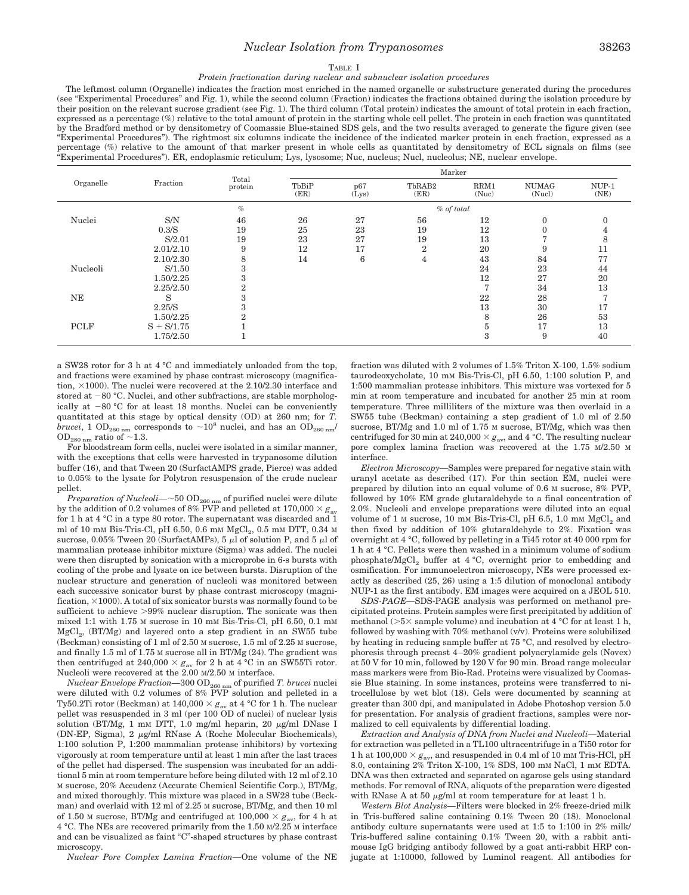TABLE I

*Protein fractionation during nuclear and subnuclear isolation procedures*

The leftmost column (Organelle) indicates the fraction most enriched in the named organelle or substructure generated during the procedures (see "Experimental Procedures" and Fig. 1), while the second column (Fraction) indicates the fractions obtained during the isolation procedure by their position on the relevant sucrose gradient (see Fig. 1). The third column (Total protein) indicates the amount of total protein in each fraction, expressed as a percentage (%) relative to the total amount of protein in the starting whole cell pellet. The protein in each fraction was quantitated by the Bradford method or by densitometry of Coomassie Blue-stained SDS gels, and the two results averaged to generate the figure given (see "Experimental Procedures"). The rightmost six columns indicate the incidence of the indicated marker protein in each fraction, expressed as a percentage (%) relative to the amount of that marker present in whole cells as quantitated by densitometry of ECL signals on films (see "Experimental Procedures"). ER, endoplasmic reticulum; Lys, lysosome; Nuc, nucleus; Nucl, nucleolus; NE, nuclear envelope.

| Organelle | Fraction | Total protein | Marker | | | | | |
|---|---|---|---|---|---|---|---|---|
| | | | TbBiP (ER) | p67 (Lys) | TbRAB2 (ER) | RRM1 (Nuc) | NUMAG (Nucl) | NUP-1 (NE) |
| | | % | % of total | | | | | |
| Nuclei | S/N | 46 | 26 | 27 | 56 | 12 | 0 | 0 |
| | 0.3/S | 19 | 25 | 23 | 19 | 12 | 0 | 4 |
| | S/2.01 | 19 | 23 | 27 | 19 | 13 | 7 | 8 |
| | 2.01/2.10 | 9 | 12 | 17 | 2 | 20 | 9 | 11 |
| | 2.10/2.30 | 8 | 14 | 6 | 4 | 43 | 84 | 77 |
| Nucleoli | S/1.50 | 3 | | | | 24 | 23 | 44 |
| | 1.50/2.25 | 3 | | | | 12 | 27 | 20 |
| | 2.25/2.50 | 2 | | | | 7 | 34 | 13 |
| NE | S | 3 | | | | 22 | 28 | 7 |
| | 2.25/S | 3 | | | | 13 | 30 | 17 |
| | 1.50/2.25 | 2 | | | | 8 | 26 | 53 |
| PCLF | S + S/1.75 | 1 | | | | 5 | 17 | 13 |
| | 1.75/2.50 | 1 | | | | 3 | 9 | 40 |

a SW28 rotor for 3 h at 4 °C and immediately unloaded from the top, and fractions were examined by phase contrast microscopy (magnification, ×1000). The nuclei were recovered at the 2.10/2.30 interface and stored at −80 °C. Nuclei, and other subfractions, are stable morphologically at −80 °C for at least 18 months. Nuclei can be conveniently quantitated at this stage by optical density (OD) at 260 nm; for *T. brucei*, 1 $OD_{260\ nm}$ corresponds to ~$10^8$ nuclei, and has an $OD_{260\ nm}$/$OD_{280\ nm}$ ratio of ~1.3.

For bloodstream form cells, nuclei were isolated in a similar manner, with the exceptions that cells were harvested in trypanosome dilution buffer (16), and that Tween 20 (SurfactAMPS grade, Pierce) was added to 0.05% to the lysate for Polytron resuspension of the crude nuclear pellet.

*Preparation of Nucleoli*—~50 $OD_{260\ nm}$ of purified nuclei were dilute by the addition of 0.2 volumes of 8% PVP and pelleted at 170,000 × $g_{av}$ for 1 h at 4 °C in a type 80 rotor. The supernatant was discarded and 1 ml of 10 mM Bis-Tris-Cl, pH 6.50, 0.6 mM $MgCl_2$, 0.5 mM DTT, 0.34 M sucrose, 0.05% Tween 20 (SurfactAMPs), 5 μl of solution P, and 5 μl of mammalian protease inhibitor mixture (Sigma) was added. The nuclei were then disrupted by sonication with a microprobe in 6-s bursts with cooling of the probe and lysate on ice between bursts. Disruption of the nuclear structure and generation of nucleoli was monitored between each successive sonicator burst by phase contrast microscopy (magnification, ×1000). A total of six sonicator bursts was normally found to be sufficient to achieve >99% nuclear disruption. The sonicate was then mixed 1:1 with 1.75 M sucrose in 10 mM Bis-Tris-Cl, pH 6.50, 0.1 mM $MgCl_2$, (BT/Mg) and layered onto a step gradient in an SW55 tube (Beckman) consisting of 1 ml of 2.50 M sucrose, 1.5 ml of 2.25 M sucrose, and finally 1.5 ml of 1.75 M sucrose all in BT/Mg (24). The gradient was then centrifuged at 240,000 × $g_{av}$ for 2 h at 4 °C in an SW55Ti rotor. Nucleoli were recovered at the 2.00 M/2.50 M interface.

*Nuclear Envelope Fraction*—300 $OD_{260\ nm}$ of purified *T. brucei* nuclei were diluted with 0.2 volumes of 8% PVP solution and pelleted in a Ty50.2Ti rotor (Beckman) at 140,000 × $g_{av}$ at 4 °C for 1 h. The nuclear pellet was resuspended in 3 ml (per 100 OD of nuclei) of nuclear lysis solution (BT/Mg, 1 mM DTT, 1.0 mg/ml heparin, 20 μg/ml DNase I (DN-EP, Sigma), 2 μg/ml RNase A (Roche Molecular Biochemicals), 1:100 solution P, 1:200 mammalian protease inhibitors) by vortexing vigorously at room temperature until at least 1 min after the last traces of the pellet had dispersed. The suspension was incubated for an additional 5 min at room temperature before being diluted with 12 ml of 2.10 M sucrose, 20% Accudenz (Accurate Chemical Scientific Corp.), BT/Mg, and mixed thoroughly. This mixture was placed in a SW28 tube (Beckman) and overlaid with 12 ml of 2.25 M sucrose, BT/Mg, and then 10 ml of 1.50 M sucrose, BT/Mg and centrifuged at 100,000 × $g_{av}$, for 4 h at 4 °C. The NEs are recovered primarily from the 1.50 M/2.25 M interface and can be visualized as faint "C"-shaped structures by phase contrast microscopy.

*Nuclear Pore Complex Lamina Fraction*—One volume of the NE fraction was diluted with 2 volumes of 1.5% Triton X-100, 1.5% sodium taurodeoxycholate, 10 mM Bis-Tris-Cl, pH 6.50, 1:100 solution P, and 1:500 mammalian protease inhibitors. This mixture was vortexed for 5 min at room temperature and incubated for another 25 min at room temperature. Three milliliters of the mixture was then overlaid in a SW55 tube (Beckman) containing a step gradient of 1.0 ml of 2.50 sucrose, BT/Mg and 1.0 ml of 1.75 M sucrose, BT/Mg, which was then centrifuged for 30 min at 240,000 × $g_{av}$, and 4 °C. The resulting nuclear pore complex lamina fraction was recovered at the 1.75 M/2.50 M interface.

*Electron Microscopy*—Samples were prepared for negative stain with uranyl acetate as described (17). For thin section EM, nuclei were prepared by dilution into an equal volume of 0.6 M sucrose, 8% PVP, followed by 10% EM grade glutaraldehyde to a final concentration of 2.0%. Nucleoli and envelope preparations were diluted into an equal volume of 1 M sucrose, 10 mM Bis-Tris-Cl, pH 6.5, 1.0 mM $MgCl_2$ and then fixed by addition of 10% glutaraldehyde to 2%. Fixation was overnight at 4 °C, followed by pelleting in a Ti45 rotor at 40 000 rpm for 1 h at 4 °C. Pellets were then washed in a minimum volume of sodium phosphate/$MgCl_2$ buffer at 4 °C, overnight prior to embedding and osmification. For immunoelectron microscopy, NEs were processed exactly as described (25, 26) using a 1:5 dilution of monoclonal antibody NUP-1 as the first antibody. EM images were acquired on a JEOL 510.

*SDS-PAGE*—SDS-PAGE analysis was performed on methanol precipitated proteins. Protein samples were first precipitated by addition of methanol (>5× sample volume) and incubation at 4 °C for at least 1 h, followed by washing with 70% methanol (v/v). Proteins were solubilized by heating in reducing sample buffer at 75 °C, and resolved by electrophoresis through precast 4–20% gradient polyacrylamide gels (Novex) at 50 V for 10 min, followed by 120 V for 90 min. Broad range molecular mass markers were from Bio-Rad. Proteins were visualized by Coomassie Blue staining. In some instances, proteins were transferred to nitrocellulose by wet blot (18). Gels were documented by scanning at greater than 300 dpi, and manipulated in Adobe Photoshop version 5.0 for presentation. For analysis of gradient fractions, samples were normalized to cell equivalents by differential loading.

*Extraction and Analysis of DNA from Nuclei and Nucleoli*—Material for extraction was pelleted in a TL100 ultracentrifuge in a Ti50 rotor for 1 h at 100,000 × $g_{av}$, and resuspended in 0.4 ml of 10 mM Tris-HCl, pH 8.0, containing 2% Triton X-100, 1% SDS, 100 mM NaCl, 1 mM EDTA. DNA was then extracted and separated on agarose gels using standard methods. For removal of RNA, aliquots of the preparation were digested with RNase A at 50 μg/ml at room temperature for at least 1 h.

*Western Blot Analysis*—Filters were blocked in 2% freeze-dried milk in Tris-buffered saline containing 0.1% Tween 20 (18). Monoclonal antibody culture supernatants were used at 1:5 to 1:100 in 2% milk/Tris-buffered saline containing 0.1% Tween 20, with a rabbit anti-mouse IgG bridging antibody followed by a goat anti-rabbit HRP conjugate at 1:10000, followed by Luminol reagent. All antibodies for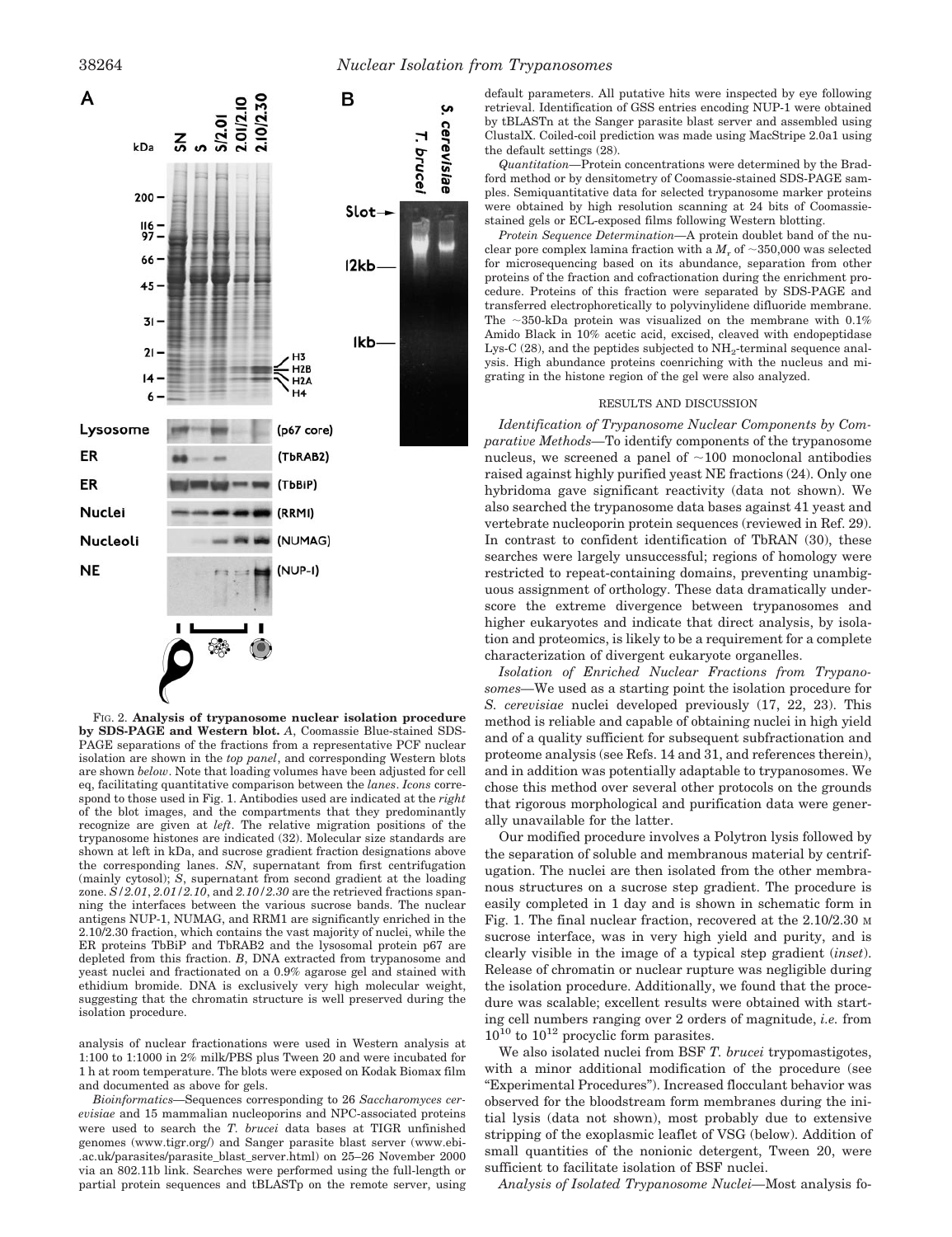A

kDa

SN S S/2.01 2.01/2.10 2.10/2.30

200 –
116 –
97 –
66 –
45 –
31 –
21 –
14 –
6 –

H3
H2B
H2A
H4

Lysosome (p67 core)
ER (TbRAB2)
ER (TbBiP)
Nuclei (RRMI)
Nucleoli (NUMAG)
NE (NUP-1)

B

T. brucei
S. cerevisiae

Slot
12kb
1kb

FIG. 2. **Analysis of trypanosome nuclear isolation procedure by SDS-PAGE and Western blot.** *A*, Coomassie Blue-stained SDS-PAGE separations of the fractions from a representative PCF nuclear isolation are shown in the *top panel*, and corresponding Western blots are shown *below*. Note that loading volumes have been adjusted for cell eq, facilitating quantitative comparison between the *lanes*. *Icons* correspond to those used in Fig. 1. Antibodies used are indicated at the *right* of the blot images, and the compartments that they predominantly recognize are given at *left*. The relative migration positions of the trypanosome histones are indicated (32). Molecular size standards are shown at left in kDa, and sucrose gradient fraction designations above the corresponding lanes. *SN*, supernatant from first centrifugation (mainly cytosol); *S*, supernatant from second gradient at the loading zone. *S/2.01*, *2.01/2.10*, and *2.10/2.30* are the retrieved fractions spanning the interfaces between the various sucrose bands. The nuclear antigens NUP-1, NUMAG, and RRM1 are significantly enriched in the 2.10/2.30 fraction, which contains the vast majority of nuclei, while the ER proteins TbBiP and TbRAB2 and the lysosomal protein p67 are depleted from this fraction. *B*, DNA extracted from trypanosome and yeast nuclei and fractionated on a 0.9% agarose gel and stained with ethidium bromide. DNA is exclusively very high molecular weight, suggesting that the chromatin structure is well preserved during the isolation procedure.

analysis of nuclear fractionations were used in Western analysis at 1:100 to 1:1000 in 2% milk/PBS plus Tween 20 and were incubated for 1 h at room temperature. The blots were exposed on Kodak Biomax film and documented as above for gels.

*Bioinformatics*—Sequences corresponding to 26 *Saccharomyces cerevisiae* and 15 mammalian nucleoporins and NPC-associated proteins were used to search the *T. brucei* data bases at TIGR unfinished genomes (www.tigr.org/) and Sanger parasite blast server (www.ebi-.ac.uk/parasites/parasite_blast_server.html) on 25–26 November 2000 via an 802.11b link. Searches were performed using the full-length or partial protein sequences and tBLASTp on the remote server, using default parameters. All putative hits were inspected by eye following retrieval. Identification of GSS entries encoding NUP-1 were obtained by tBLASTn at the Sanger parasite blast server and assembled using ClustalX. Coiled-coil prediction was made using MacStripe 2.0a1 using the default settings (28).

*Quantitation*—Protein concentrations were determined by the Bradford method or by densitometry of Coomassie-stained SDS-PAGE samples. Semiquantitative data for selected trypanosome marker proteins were obtained by high resolution scanning at 24 bits of Coomassie-stained gels or ECL-exposed films following Western blotting.

*Protein Sequence Determination*—A protein doublet band of the nuclear pore complex lamina fraction with a $M_r$ of ~350,000 was selected for microsequencing based on its abundance, separation from other proteins of the fraction and cofractionation during the enrichment procedure. Proteins of this fraction were separated by SDS-PAGE and transferred electrophoretically to polyvinylidene difluoride membrane. The ~350-kDa protein was visualized on the membrane with 0.1% Amido Black in 10% acetic acid, excised, cleaved with endopeptidase Lys-C (28), and the peptides subjected to $NH_2$-terminal sequence analysis. High abundance proteins coenriching with the nucleus and migrating in the histone region of the gel were also analyzed.

## RESULTS AND DISCUSSION

*Identification of Trypanosome Nuclear Components by Comparative Methods*—To identify components of the trypanosome nucleus, we screened a panel of ~100 monoclonal antibodies raised against highly purified yeast NE fractions (24). Only one hybridoma gave significant reactivity (data not shown). We also searched the trypanosome data bases against 41 yeast and vertebrate nucleoporin protein sequences (reviewed in Ref. 29). In contrast to confident identification of TbRAN (30), these searches were largely unsuccessful; regions of homology were restricted to repeat-containing domains, preventing unambiguous assignment of orthology. These data dramatically underscore the extreme divergence between trypanosomes and higher eukaryotes and indicate that direct analysis, by isolation and proteomics, is likely to be a requirement for a complete characterization of divergent eukaryote organelles.

*Isolation of Enriched Nuclear Fractions from Trypanosomes*—We used as a starting point the isolation procedure for *S. cerevisiae* nuclei developed previously (17, 22, 23). This method is reliable and capable of obtaining nuclei in high yield and of a quality sufficient for subsequent subfractionation and proteome analysis (see Refs. 14 and 31, and references therein), and in addition was potentially adaptable to trypanosomes. We chose this method over several other protocols on the grounds that rigorous morphological and purification data were generally unavailable for the latter.

Our modified procedure involves a Polytron lysis followed by the separation of soluble and membranous material by centrifugation. The nuclei are then isolated from the other membranous structures on a sucrose step gradient. The procedure is easily completed in 1 day and is shown in schematic form in Fig. 1. The final nuclear fraction, recovered at the 2.10/2.30 M sucrose interface, was in very high yield and purity, and is clearly visible in the image of a typical step gradient (*inset*). Release of chromatin or nuclear rupture was negligible during the isolation procedure. Additionally, we found that the procedure was scalable; excellent results were obtained with starting cell numbers ranging over 2 orders of magnitude, *i.e.* from $10^{10}$ to $10^{12}$ procyclic form parasites.

We also isolated nuclei from BSF *T. brucei* trypomastigotes, with a minor additional modification of the procedure (see "Experimental Procedures"). Increased flocculant behavior was observed for the bloodstream form membranes during the initial lysis (data not shown), most probably due to extensive stripping of the exoplasmic leaflet of VSG (below). Addition of small quantities of the nonionic detergent, Tween 20, were sufficient to facilitate isolation of BSF nuclei.

*Analysis of Isolated Trypanosome Nuclei*—Most analysis fo-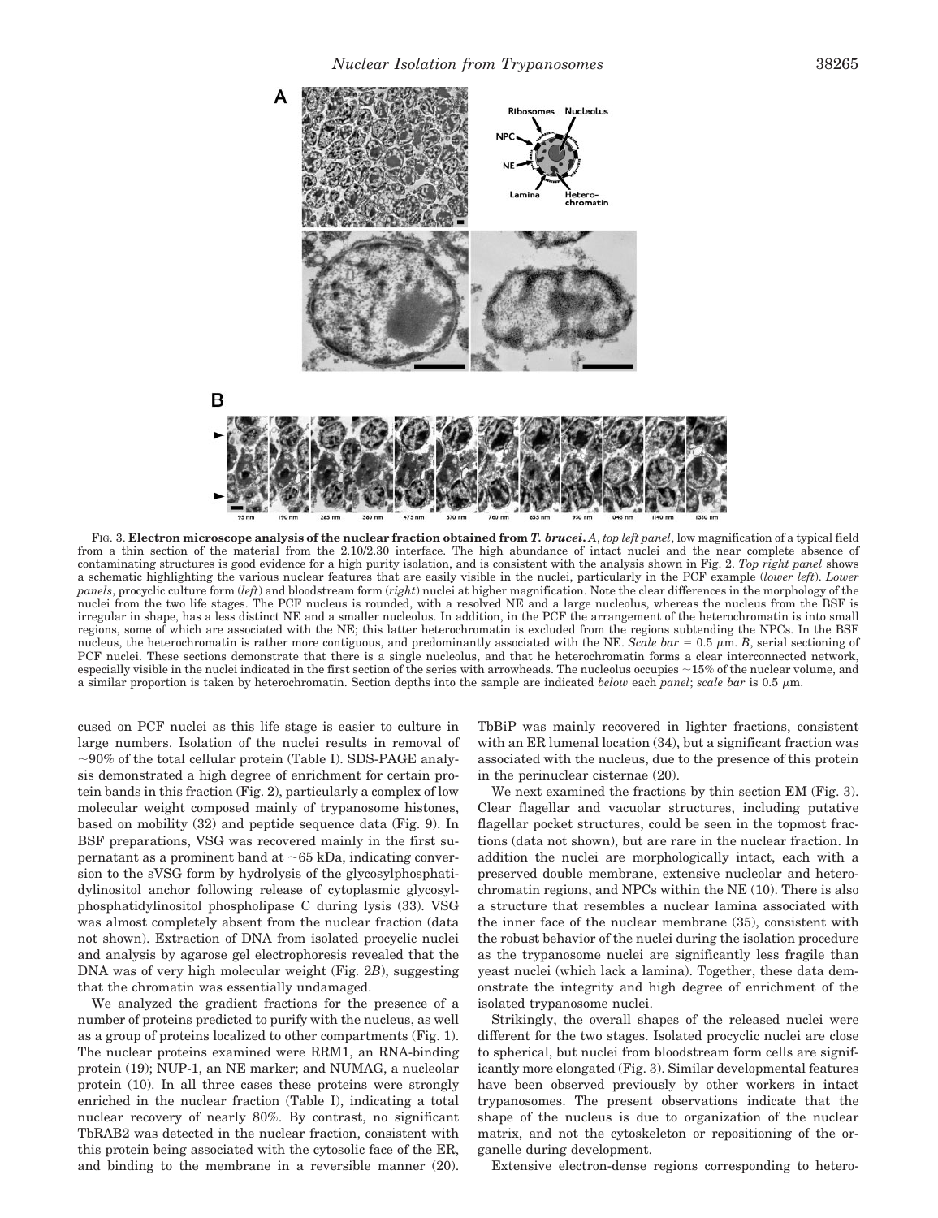A

Ribosomes Nucleolus

NPC

NE

Lamina Hetero-chromatin

B

95 nm 190 nm 285 nm 380 nm 475 nm 570 nm 760 nm 855 nm 950 nm 1045 nm 1140 nm 1330 nm

FIG. 3. **Electron microscope analysis of the nuclear fraction obtained from *T. brucei*.** *A*, *top left panel*, low magnification of a typical field from a thin section of the material from the 2.10/2.30 interface. The high abundance of intact nuclei and the near complete absence of contaminating structures is good evidence for a high purity isolation, and is consistent with the analysis shown in Fig. 2. *Top right panel* shows a schematic highlighting the various nuclear features that are easily visible in the nuclei, particularly in the PCF example (*lower left*). *Lower panels*, procyclic culture form (*left*) and bloodstream form (*right*) nuclei at higher magnification. Note the clear differences in the morphology of the nuclei from the two life stages. The PCF nucleus is rounded, with a resolved NE and a large nucleolus, whereas the nucleus from the BSF is irregular in shape, has a less distinct NE and a smaller nucleolus. In addition, in the PCF the arrangement of the heterochromatin is into small regions, some of which are associated with the NE; this latter heterochromatin is excluded from the regions subtending the NPCs. In the BSF nucleus, the heterochromatin is rather more contiguous, and predominantly associated with the NE. *Scale bar* = 0.5 μm. *B*, serial sectioning of PCF nuclei. These sections demonstrate that there is a single nucleolus, and that he heterochromatin forms a clear interconnected network, especially visible in the nuclei indicated in the first section of the series with arrowheads. The nucleolus occupies ~15% of the nuclear volume, and a similar proportion is taken by heterochromatin. Section depths into the sample are indicated *below* each *panel*; *scale bar* is 0.5 μm.

cused on PCF nuclei as this life stage is easier to culture in large numbers. Isolation of the nuclei results in removal of ~90% of the total cellular protein (Table I). SDS-PAGE analysis demonstrated a high degree of enrichment for certain protein bands in this fraction (Fig. 2), particularly a complex of low molecular weight composed mainly of trypanosome histones, based on mobility (32) and peptide sequence data (Fig. 9). In BSF preparations, VSG was recovered mainly in the first supernatant as a prominent band at ~65 kDa, indicating conversion to the sVSG form by hydrolysis of the glycosylphosphatidylinositol anchor following release of cytoplasmic glycosylphosphatidylinositol phospholipase C during lysis (33). VSG was almost completely absent from the nuclear fraction (data not shown). Extraction of DNA from isolated procyclic nuclei and analysis by agarose gel electrophoresis revealed that the DNA was of very high molecular weight (Fig. 2*B*), suggesting that the chromatin was essentially undamaged.

We analyzed the gradient fractions for the presence of a number of proteins predicted to purify with the nucleus, as well as a group of proteins localized to other compartments (Fig. 1). The nuclear proteins examined were RRM1, an RNA-binding protein (19); NUP-1, an NE marker; and NUMAG, a nucleolar protein (10). In all three cases these proteins were strongly enriched in the nuclear fraction (Table I), indicating a total nuclear recovery of nearly 80%. By contrast, no significant TbRAB2 was detected in the nuclear fraction, consistent with this protein being associated with the cytosolic face of the ER, and binding to the membrane in a reversible manner (20). TbBiP was mainly recovered in lighter fractions, consistent with an ER lumenal location (34), but a significant fraction was associated with the nucleus, due to the presence of this protein in the perinuclear cisternae (20).

We next examined the fractions by thin section EM (Fig. 3). Clear flagellar and vacuolar structures, including putative flagellar pocket structures, could be seen in the topmost fractions (data not shown), but are rare in the nuclear fraction. In addition the nuclei are morphologically intact, each with a preserved double membrane, extensive nucleolar and heterochromatin regions, and NPCs within the NE (10). There is also a structure that resembles a nuclear lamina associated with the inner face of the nuclear membrane (35), consistent with the robust behavior of the nuclei during the isolation procedure as the trypanosome nuclei are significantly less fragile than yeast nuclei (which lack a lamina). Together, these data demonstrate the integrity and high degree of enrichment of the isolated trypanosome nuclei.

Strikingly, the overall shapes of the released nuclei were different for the two stages. Isolated procyclic nuclei are close to spherical, but nuclei from bloodstream form cells are significantly more elongated (Fig. 3). Similar developmental features have been observed previously by other workers in intact trypanosomes. The present observations indicate that the shape of the nucleus is due to organization of the nuclear matrix, and not the cytoskeleton or repositioning of the organelle during development.

Extensive electron-dense regions corresponding to hetero-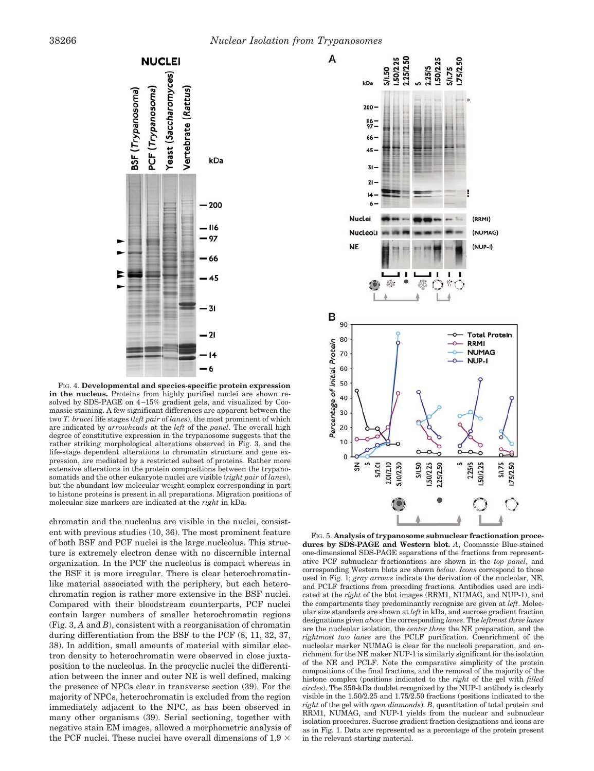NUCLEI

BSF (Trypanosoma)

PCF (Trypanosoma)

Yeast (Saccharomyces)

Vertebrate (Rattus)

kDa

200

116

97

66

45

31

21

14

6

FIG. 4. **Developmental and species-specific protein expression in the nucleus.** Proteins from highly purified nuclei are shown resolved by SDS-PAGE on 4–15% gradient gels, and visualized by Coomassie staining. A few significant differences are apparent between the two *T. brucei* life stages (*left pair* of *lanes*), the most prominent of which are indicated by *arrowheads* at the *left* of the *panel*. The overall high degree of constitutive expression in the trypanosome suggests that the rather striking morphological alterations observed in Fig. 3, and the life-stage dependent alterations to chromatin structure and gene expression, are mediated by a restricted subset of proteins. Rather more extensive alterations in the protein compositions between the trypanosomatids and the other eukaryote nuclei are visible (*right pair* of *lanes*), but the abundant low molecular weight complex corresponding in part to histone proteins is present in all preparations. Migration positions of molecular size markers are indicated at the *right* in kDa.

chromatin and the nucleolus are visible in the nuclei, consistent with previous studies (10, 36). The most prominent feature of both BSF and PCF nuclei is the large nucleolus. This structure is extremely electron dense with no discernible internal organization. In the PCF the nucleolus is compact whereas in the BSF it is more irregular. There is clear heterochromatin-like material associated with the periphery, but each heterochromatin region is rather more extensive in the BSF nuclei. Compared with their bloodstream counterparts, PCF nuclei contain larger numbers of smaller heterochromatin regions (Fig. 3, *A* and *B*), consistent with a reorganisation of chromatin during differentiation from the BSF to the PCF (8, 11, 32, 37, 38). In addition, small amounts of material with similar electron density to heterochromatin were observed in close juxtaposition to the nucleolus. In the procyclic nuclei the differentiation between the inner and outer NE is well defined, making the presence of NPCs clear in transverse section (39). For the majority of NPCs, heterochromatin is excluded from the region immediately adjacent to the NPC, as has been observed in many other organisms (39). Serial sectioning, together with negative stain EM images, allowed a morphometric analysis of the PCF nuclei. These nuclei have overall dimensions of 1.9 ×

A

S/1.50 1.50/2.25 2.25/2.50 S 2.25/S 1.50/2.25 S/1.75 1.75/2.50

kDa

200

116

97

66

45

31

21

14

6

Nuclei (RRM1)

Nucleoli (NUMAG)

NE (NUP-1)

B

Percentage of Initial Protein

90

80

70

60

50

40

30

20

10

0

Total Protein

RRM1

NUMAG

NUP-1

SN S S/2.01 2.01/2.10 S.10/2.30 S/1.50 1.50/2.25 2.25/2.50 S 2.25/S 1.50/2.25 S/1.75 1.75/2.50

FIG. 5. **Analysis of trypanosome subnuclear fractionation procedures by SDS-PAGE and Western blot.** *A*, Coomassie Blue-stained one-dimensional SDS-PAGE separations of the fractions from representative PCF subnuclear fractionations are shown in the *top panel*, and corresponding Western blots are shown *below*. *Icons* correspond to those used in Fig. 1; *gray arrows* indicate the derivation of the nucleolar, NE, and PCLF fractions from preceding fractions. Antibodies used are indicated at the *right* of the blot images (RRM1, NUMAG, and NUP-1), and the compartments they predominantly recognize are given at *left*. Molecular size standards are shown at *left* in kDa, and sucrose gradient fraction designations given *above* the corresponding *lanes*. The *leftmost three lanes* are the nucleolar isolation, the *center three* the NE preparation, and the *rightmost two lanes* are the PCLF purification. Coenrichment of the nucleolar marker NUMAG is clear for the nucleoli preparation, and enrichment for the NE maker NUP-1 is similarly significant for the isolation of the NE and PCLF. Note the comparative simplicity of the protein compositions of the final fractions, and the removal of the majority of the histone complex (positions indicated to the *right* of the gel with *filled circles*). The 350-kDa doublet recognized by the NUP-1 antibody is clearly visible in the 1.50/2.25 and 1.75/2.50 fractions (positions indicated to the *right* of the gel with *open diamonds*). *B*, quantitation of total protein and RRM1, NUMAG, and NUP-1 yields from the nuclear and subnuclear isolation procedures. Sucrose gradient fraction designations and icons are as in Fig. 1. Data are represented as a percentage of the protein present in the relevant starting material.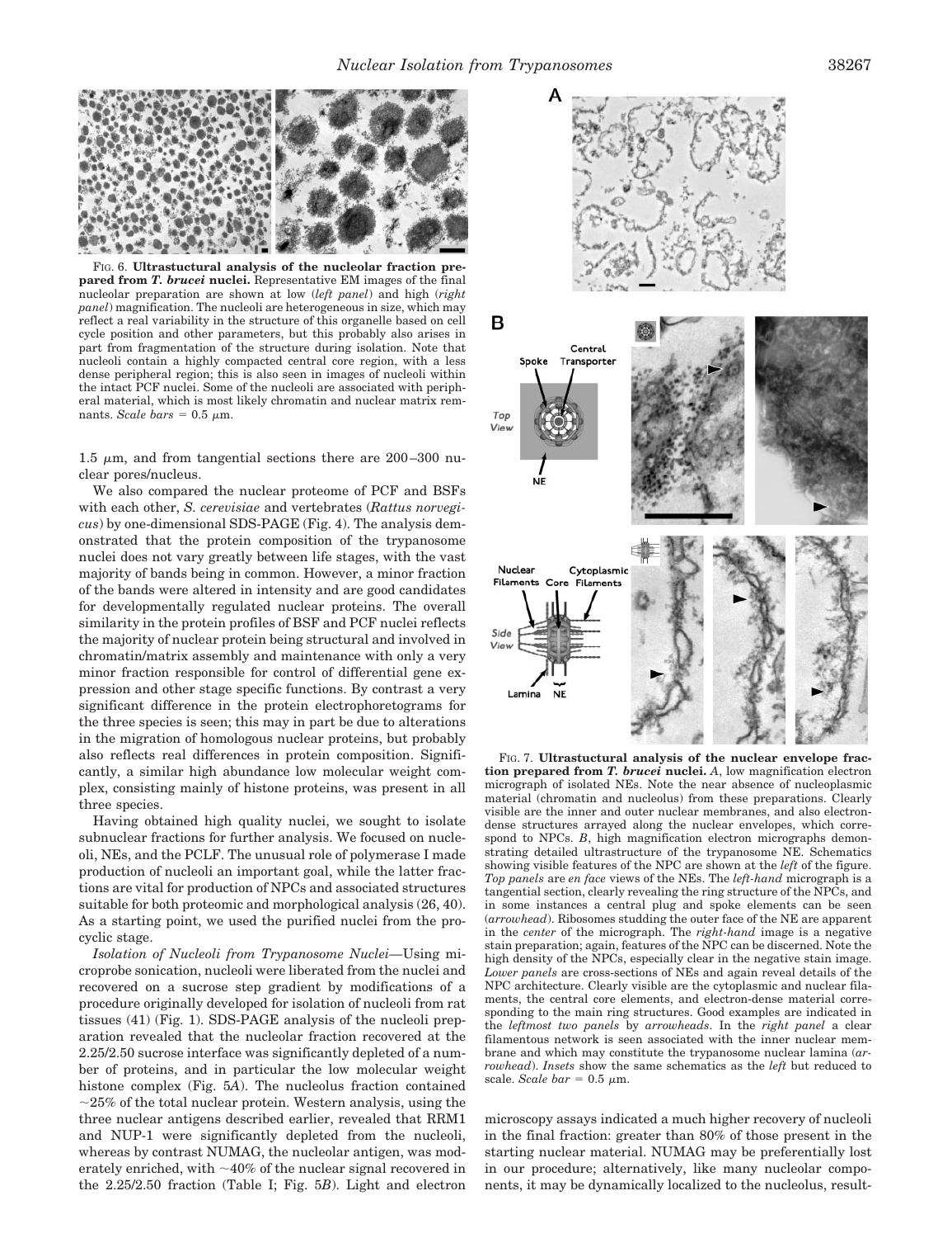FIG. 6. **Ultrastuctural analysis of the nucleolar fraction prepared from *T. brucei* nuclei.** Representative EM images of the final nucleolar preparation are shown at low (*left panel*) and high (*right panel*) magnification. The nucleoli are heterogeneous in size, which may reflect a real variability in the structure of this organelle based on cell cycle position and other parameters, but this probably also arises in part from fragmentation of the structure during isolation. Note that nucleoli contain a highly compacted central core region, with a less dense peripheral region; this is also seen in images of nucleoli within the intact PCF nuclei. Some of the nucleoli are associated with peripheral material, which is most likely chromatin and nuclear matrix remnants. *Scale bars* = 0.5 μm.

1.5 μm, and from tangential sections there are 200–300 nuclear pores/nucleus.

We also compared the nuclear proteome of PCF and BSFs with each other, *S. cerevisiae* and vertebrates (*Rattus norvegicus*) by one-dimensional SDS-PAGE (Fig. 4). The analysis demonstrated that the protein composition of the trypanosome nuclei does not vary greatly between life stages, with the vast majority of bands being in common. However, a minor fraction of the bands were altered in intensity and are good candidates for developmentally regulated nuclear proteins. The overall similarity in the protein profiles of BSF and PCF nuclei reflects the majority of nuclear protein being structural and involved in chromatin/matrix assembly and maintenance with only a very minor fraction responsible for control of differential gene expression and other stage specific functions. By contrast a very significant difference in the protein electrophoretograms for the three species is seen; this may in part be due to alterations in the migration of homologous nuclear proteins, but probably also reflects real differences in protein composition. Significantly, a similar high abundance low molecular weight complex, consisting mainly of histone proteins, was present in all three species.

Having obtained high quality nuclei, we sought to isolate subnuclear fractions for further analysis. We focused on nucleoli, NEs, and the PCLF. The unusual role of polymerase I made production of nucleoli an important goal, while the latter fractions are vital for production of NPCs and associated structures suitable for both proteomic and morphological analysis (26, 40). As a starting point, we used the purified nuclei from the procyclic stage.

*Isolation of Nucleoli from Trypanosome Nuclei*—Using microprobe sonication, nucleoli were liberated from the nuclei and recovered on a sucrose step gradient by modifications of a procedure originally developed for isolation of nucleoli from rat tissues (41) (Fig. 1). SDS-PAGE analysis of the nucleoli preparation revealed that the nucleolar fraction recovered at the 2.25/2.50 sucrose interface was significantly depleted of a number of proteins, and in particular the low molecular weight histone complex (Fig. 5*A*). The nucleolus fraction contained ~25% of the total nuclear protein. Western analysis, using the three nuclear antigens described earlier, revealed that RRM1 and NUP-1 were significantly depleted from the nucleoli, whereas by contrast NUMAG, the nucleolar antigen, was moderately enriched, with ~40% of the nuclear signal recovered in the 2.25/2.50 fraction (Table I; Fig. 5*B*). Light and electron microscopy assays indicated a much higher recovery of nucleoli in the final fraction: greater than 80% of those present in the starting nuclear material. NUMAG may be preferentially lost in our procedure; alternatively, like many nucleolar components, it may be dynamically localized to the nucleolus, result-

A

B

Spoke

Central Transporter

Top View

NE

Nuclear Filaments

Core

Cytoplasmic Filaments

Side View

Lamina

NE

FIG. 7. **Ultrastructural analysis of the nuclear envelope fraction prepared from *T. brucei* nuclei.** *A*, low magnification electron micrograph of isolated NEs. Note the near absence of nucleoplasmic material (chromatin and nucleolus) from these preparations. Clearly visible are the inner and outer nuclear membranes, and also electron-dense structures arrayed along the nuclear envelopes, which correspond to NPCs. *B*, high magnification electron micrographs demonstrating detailed ultrastructure of the trypanosome NE. Schematics showing visible features of the NPC are shown at the *left* of the figure. *Top panels* are *en face* views of the NEs. The *left-hand* micrograph is a tangential section, clearly revealing the ring structure of the NPCs, and in some instances a central plug and spoke elements can be seen (*arrowhead*). Ribosomes studding the outer face of the NE are apparent in the *center* of the micrograph. The *right-hand* image is a negative stain preparation; again, features of the NPC can be discerned. Note the high density of the NPCs, especially clear in the negative stain image. *Lower panels* are cross-sections of NEs and again reveal details of the NPC architecture. Clearly visible are the cytoplasmic and nuclear filaments, the central core elements, and electron-dense material corresponding to the main ring structures. Good examples are indicated in the *leftmost two panels* by *arrowheads*. In the *right panel* a clear filamentous network is seen associated with the inner nuclear membrane and which may constitute the trypanosome nuclear lamina (*arrowhead*). *Insets* show the same schematics as the *left* but reduced to scale. *Scale bar* = 0.5 μm.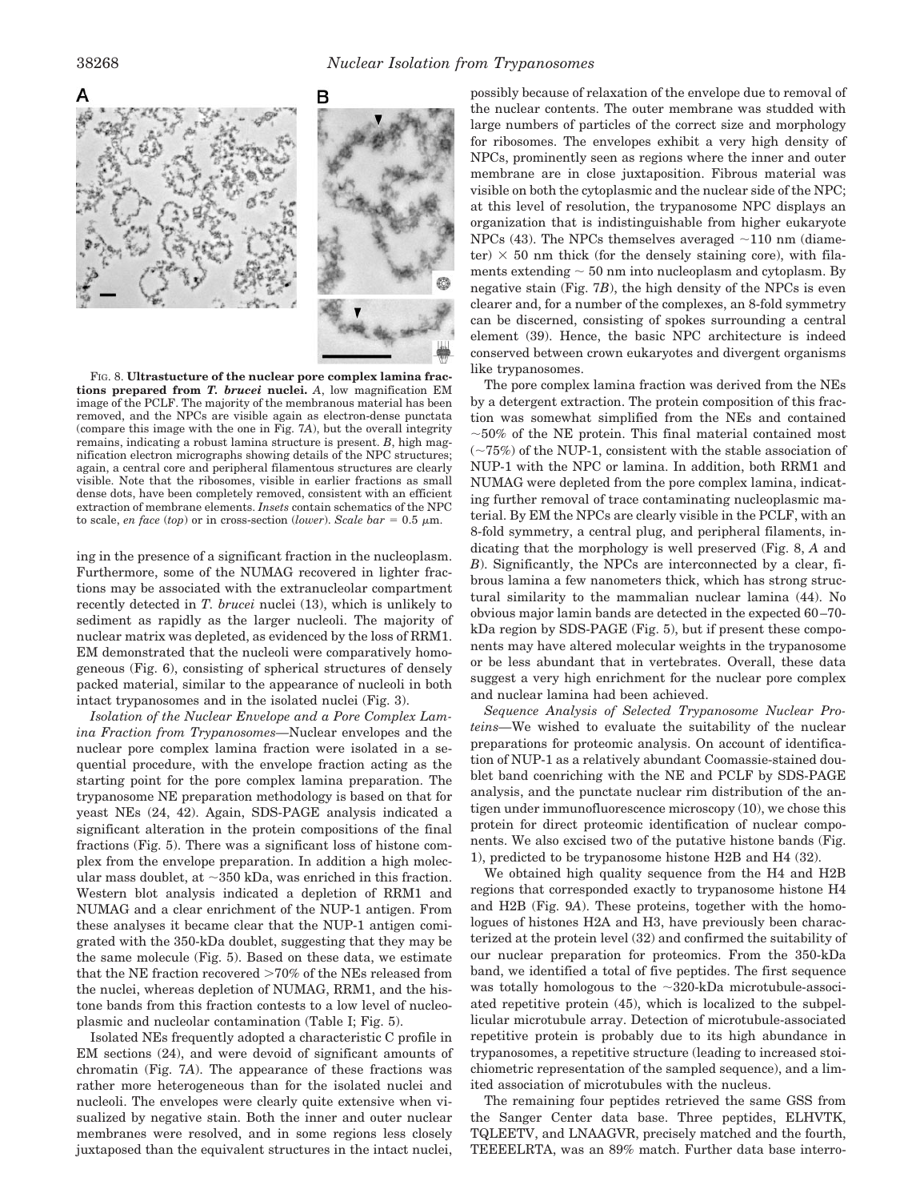FIG. 8. **Ultrastructure of the nuclear pore complex lamina fractions prepared from *T. brucei* nuclei.** *A*, low magnification EM image of the PCLF. The majority of the membranous material has been removed, and the NPCs are visible again as electron-dense punctata (compare this image with the one in Fig. 7*A*), but the overall integrity remains, indicating a robust lamina structure is present. *B*, high magnification electron micrographs showing details of the NPC structures; again, a central core and peripheral filamentous structures are clearly visible. Note that the ribosomes, visible in earlier fractions as small dense dots, have been completely removed, consistent with an efficient extraction of membrane elements. *Insets* contain schematics of the NPC to scale, *en face* (*top*) or in cross-section (*lower*). *Scale bar* = 0.5 μm.

ing in the presence of a significant fraction in the nucleoplasm. Furthermore, some of the NUMAG recovered in lighter fractions may be associated with the extranucleolar compartment recently detected in *T. brucei* nuclei (13), which is unlikely to sediment as rapidly as the larger nucleoli. The majority of nuclear matrix was depleted, as evidenced by the loss of RRM1. EM demonstrated that the nucleoli were comparatively homogeneous (Fig. 6), consisting of spherical structures of densely packed material, similar to the appearance of nucleoli in both intact trypanosomes and in the isolated nuclei (Fig. 3).

*Isolation of the Nuclear Envelope and a Pore Complex Lamina Fraction from Trypanosomes*—Nuclear envelopes and the nuclear pore complex lamina fraction were isolated in a sequential procedure, with the envelope fraction acting as the starting point for the pore complex lamina preparation. The trypanosome NE preparation methodology is based on that for yeast NEs (24, 42). Again, SDS-PAGE analysis indicated a significant alteration in the protein compositions of the final fractions (Fig. 5). There was a significant loss of histone complex from the envelope preparation. In addition a high molecular mass doublet, at ~350 kDa, was enriched in this fraction. Western blot analysis indicated a depletion of RRM1 and NUMAG and a clear enrichment of the NUP-1 antigen. From these analyses it became clear that the NUP-1 antigen comigrated with the 350-kDa doublet, suggesting that they may be the same molecule (Fig. 5). Based on these data, we estimate that the NE fraction recovered >70% of the NEs released from the nuclei, whereas depletion of NUMAG, RRM1, and the histone bands from this fraction contests to a low level of nucleoplasmic and nucleolar contamination (Table I; Fig. 5).

Isolated NEs frequently adopted a characteristic C profile in EM sections (24), and were devoid of significant amounts of chromatin (Fig. 7*A*). The appearance of these fractions was rather more heterogeneous than for the isolated nuclei and nucleoli. The envelopes were clearly quite extensive when visualized by negative stain. Both the inner and outer nuclear membranes were resolved, and in some regions less closely juxtaposed than the equivalent structures in the intact nuclei, possibly because of relaxation of the envelope due to removal of the nuclear contents. The outer membrane was studded with large numbers of particles of the correct size and morphology for ribosomes. The envelopes exhibit a very high density of NPCs, prominently seen as regions where the inner and outer membrane are in close juxtaposition. Fibrous material was visible on both the cytoplasmic and the nuclear side of the NPC; at this level of resolution, the trypanosome NPC displays an organization that is indistinguishable from higher eukaryote NPCs (43). The NPCs themselves averaged ~110 nm (diameter) × 50 nm thick (for the densely staining core), with filaments extending ~ 50 nm into nucleoplasm and cytoplasm. By negative stain (Fig. 7*B*), the high density of the NPCs is even clearer and, for a number of the complexes, an 8-fold symmetry can be discerned, consisting of spokes surrounding a central element (39). Hence, the basic NPC architecture is indeed conserved between crown eukaryotes and divergent organisms like trypanosomes.

The pore complex lamina fraction was derived from the NEs by a detergent extraction. The protein composition of this fraction was somewhat simplified from the NEs and contained ~50% of the NE protein. This final material contained most (~75%) of the NUP-1, consistent with the stable association of NUP-1 with the NPC or lamina. In addition, both RRM1 and NUMAG were depleted from the pore complex lamina, indicating further removal of trace contaminating nucleoplasmic material. By EM the NPCs are clearly visible in the PCLF, with an 8-fold symmetry, a central plug, and peripheral filaments, indicating that the morphology is well preserved (Fig. 8, *A* and *B*). Significantly, the NPCs are interconnected by a clear, fibrous lamina a few nanometers thick, which has strong structural similarity to the mammalian nuclear lamina (44). No obvious major lamin bands are detected in the expected 60–70-kDa region by SDS-PAGE (Fig. 5), but if present these components may have altered molecular weights in the trypanosome or be less abundant that in vertebrates. Overall, these data suggest a very high enrichment for the nuclear pore complex and nuclear lamina had been achieved.

*Sequence Analysis of Selected Trypanosome Nuclear Proteins*—We wished to evaluate the suitability of the nuclear preparations for proteomic analysis. On account of identification of NUP-1 as a relatively abundant Coomassie-stained doublet band coenriching with the NE and PCLF by SDS-PAGE analysis, and the punctate nuclear rim distribution of the antigen under immunofluorescence microscopy (10), we chose this protein for direct proteomic identification of nuclear components. We also excised two of the putative histone bands (Fig. 1), predicted to be trypanosome histone H2B and H4 (32).

We obtained high quality sequence from the H4 and H2B regions that corresponded exactly to trypanosome histone H4 and H2B (Fig. 9*A*). These proteins, together with the homologues of histones H2A and H3, have previously been characterized at the protein level (32) and confirmed the suitability of our nuclear preparation for proteomics. From the 350-kDa band, we identified a total of five peptides. The first sequence was totally homologous to the ~320-kDa microtubule-associated repetitive protein (45), which is localized to the subpellicular microtubule array. Detection of microtubule-associated repetitive protein is probably due to its high abundance in trypanosomes, a repetitive structure (leading to increased stoichiometric representation of the sampled sequence), and a limited association of microtubules with the nucleus.

The remaining four peptides retrieved the same GSS from the Sanger Center data base. Three peptides, ELHVTK, TQLEETV, and LNAAGVR, precisely matched and the fourth, TEEEELRTA, was an 89% match. Further data base interro-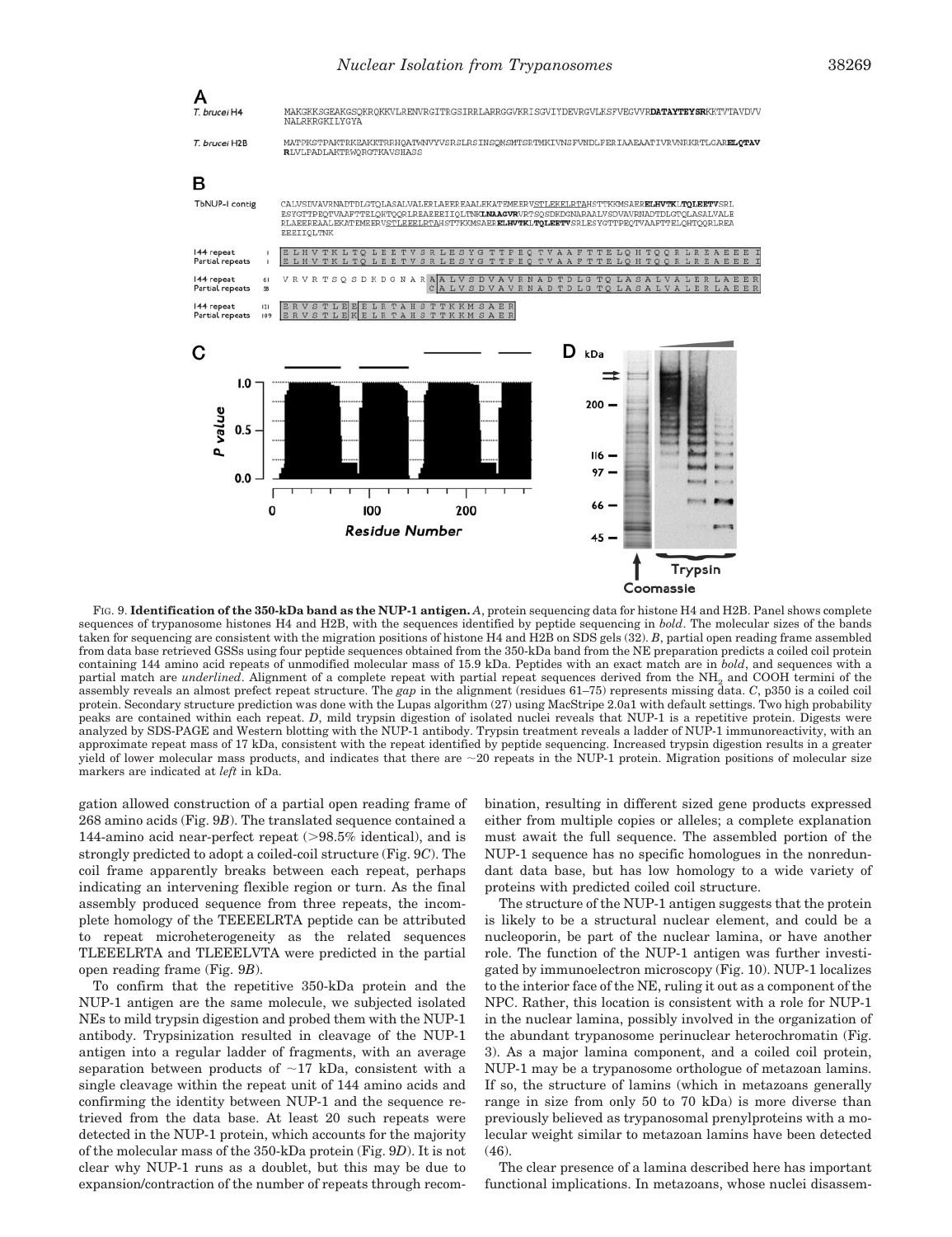A

T. brucei H4

MAKGKKSGEAKGSQKRQKKVLRENVRGITRGSIRRLARRGGVKRISGVIYDEVRGVLKSFVEGVVR**DATAYTEYSR**KKTVTAVDVVNALRKRGKILYGYA

T. brucei H2B

MATPKSTPAKTRKEAKKTRRHQATWNVYVSRSLRSINSQMSMTSRTMKIVNSFVNDLFERIAAEAATIVRVNRKRTLGAR**ELQTAVR**LVLPADLAKTRWQRGTKAVSHASS

B

TbNUP-1 contig

CALVSDVAVRNADTDLGTQLASALVALERLAEERAALEKATEMEERVSTLEEELRTAHSTTKKMSAER**ELHVTK**L**TQLEETV**SRLESYGTTPEQTVAAFTTELQHTQQRLREAEEEIIQLTNK**LNAAGVR**VRTSQSDKDGNARAALVSDVAVRNADTDLGTQLASALVALERLAEERAALEKATEMEERVSTLEEELRTAHSTTKKMSAER**ELHVTK**L**TQLEETV**SRLESYGTTPEQTVAAFTTELQHTQQRLREAEEEIIQLTNK

144 repeat 1 ELHVTKLTQLEETVSRLESYGTTPEQTVAAFTTELQHTQQRLREAEEEI
Partial repeats 1 ELHVTKLTQLEETVSRLESYGTTPEQTVAAFTTELQHTQQRLREAEEEI

144 repeat 61 VRVRTSQSDKDGNARAALVSDVAVRNADTDLGTQLASALVALERLAEER
Partial repeats 58 CALVSDVAVRNADTDLGTQLASALVALERLAEER

144 repeat 121 ERVSTLEEELRTAHSTTKKMSAER
Partial repeats 109 ERVSTLEKELRTAHSTTKKMSAER

C

P value

1.0
0.5
0.0

0 100 200

Residue Number

D kDa

200 —
116 —
97 —
66 —
45 —

Coomassie

Trypsin

FIG. 9. **Identification of the 350-kDa band as the NUP-1 antigen.** *A*, protein sequencing data for histone H4 and H2B. Panel shows complete sequences of trypanosome histones H4 and H2B, with the sequences identified by peptide sequencing in *bold*. The molecular sizes of the bands taken for sequencing are consistent with the migration positions of histone H4 and H2B on SDS gels (32). *B*, partial open reading frame assembled from data base retrieved GSSs using four peptide sequences obtained from the 350-kDa band from the NE preparation predicts a coiled coil protein containing 144 amino acid repeats of unmodified molecular mass of 15.9 kDa. Peptides with an exact match are in *bold*, and sequences with a partial match are *underlined*. Alignment of a complete repeat with partial repeat sequences derived from the $NH_2$ and COOH termini of the assembly reveals an almost prefect repeat structure. The *gap* in the alignment (residues 61–75) represents missing data. *C*, p350 is a coiled coil protein. Secondary structure prediction was done with the Lupas algorithm (27) using MacStripe 2.0a1 with default settings. Two high probability peaks are contained within each repeat. *D*, mild trypsin digestion of isolated nuclei reveals that NUP-1 is a repetitive protein. Digests were analyzed by SDS-PAGE and Western blotting with the NUP-1 antibody. Trypsin treatment reveals a ladder of NUP-1 immunoreactivity, with an approximate repeat mass of 17 kDa, consistent with the repeat identified by peptide sequencing. Increased trypsin digestion results in a greater yield of lower molecular mass products, and indicates that there are ~20 repeats in the NUP-1 protein. Migration positions of molecular size markers are indicated at *left* in kDa.

gation allowed construction of a partial open reading frame of 268 amino acids (Fig. 9*B*). The translated sequence contained a 144-amino acid near-perfect repeat (>98.5% identical), and is strongly predicted to adopt a coiled-coil structure (Fig. 9*C*). The coil frame apparently breaks between each repeat, perhaps indicating an intervening flexible region or turn. As the final assembly produced sequence from three repeats, the incomplete homology of the TEEEELRTA peptide can be attributed to repeat microheterogeneity as the related sequences TLEEELRTA and TLEEELVTA were predicted in the partial open reading frame (Fig. 9*B*).

To confirm that the repetitive 350-kDa protein and the NUP-1 antigen are the same molecule, we subjected isolated NEs to mild trypsin digestion and probed them with the NUP-1 antibody. Trypsinization resulted in cleavage of the NUP-1 antigen into a regular ladder of fragments, with an average separation between products of ~17 kDa, consistent with a single cleavage within the repeat unit of 144 amino acids and confirming the identity between NUP-1 and the sequence retrieved from the data base. At least 20 such repeats were detected in the NUP-1 protein, which accounts for the majority of the molecular mass of the 350-kDa protein (Fig. 9*D*). It is not clear why NUP-1 runs as a doublet, but this may be due to expansion/contraction of the number of repeats through recombination, resulting in different sized gene products expressed either from multiple copies or alleles; a complete explanation must await the full sequence. The assembled portion of the NUP-1 sequence has no specific homologues in the nonredundant data base, but has low homology to a wide variety of proteins with predicted coiled coil structure.

The structure of the NUP-1 antigen suggests that the protein is likely to be a structural nuclear element, and could be a nucleoporin, be part of the nuclear lamina, or have another role. The function of the NUP-1 antigen was further investigated by immunoelectron microscopy (Fig. 10). NUP-1 localizes to the interior face of the NE, ruling it out as a component of the NPC. Rather, this location is consistent with a role for NUP-1 in the nuclear lamina, possibly involved in the organization of the abundant trypanosome perinuclear heterochromatin (Fig. 3). As a major lamina component, and a coiled coil protein, NUP-1 may be a trypanosome orthologue of metazoan lamins. If so, the structure of lamins (which in metazoans generally range in size from only 50 to 70 kDa) is more diverse than previously believed as trypanosomal prenylproteins with a molecular weight similar to metazoan lamins have been detected (46).

The clear presence of a lamina described here has important functional implications. In metazoans, whose nuclei disassem-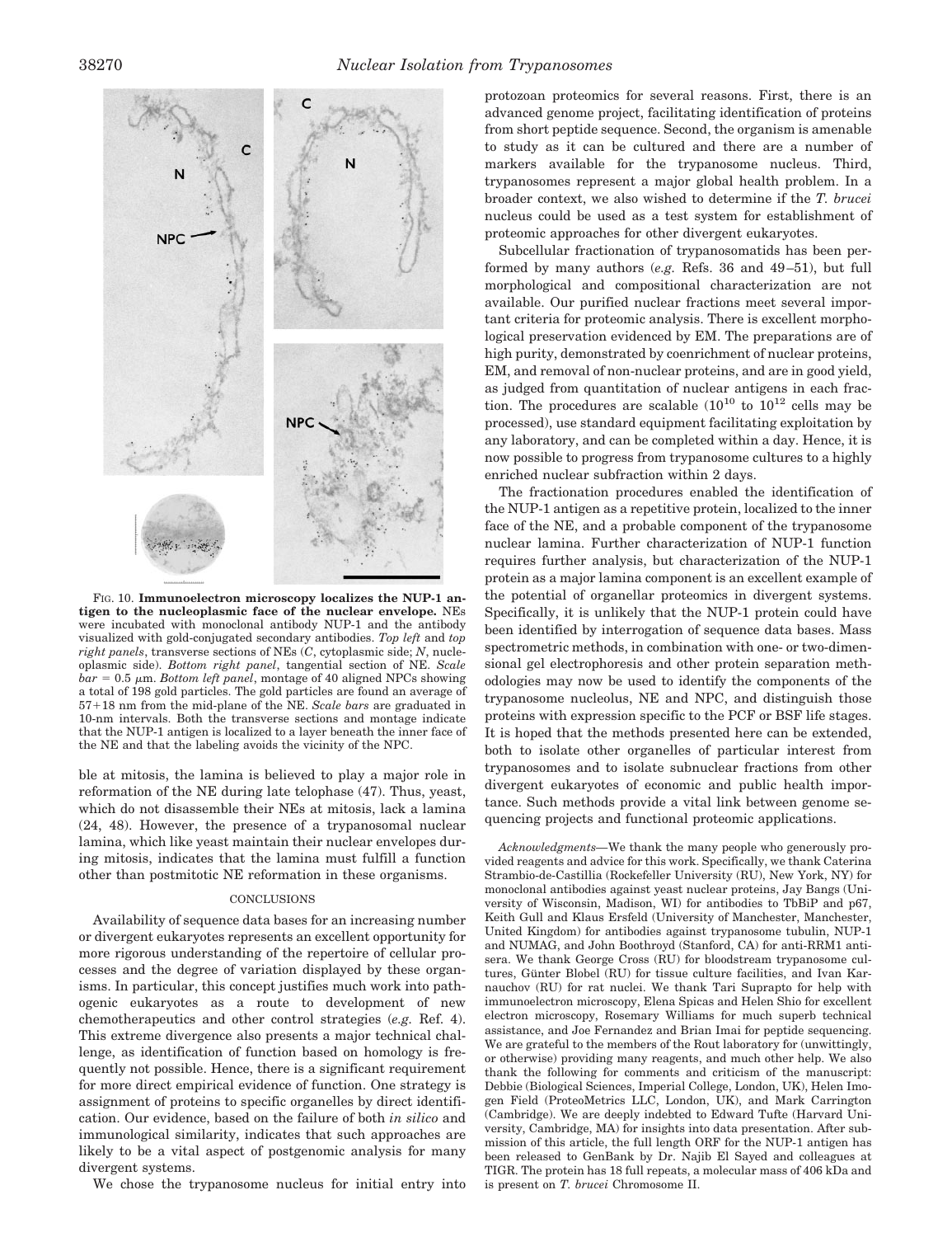FIG. 10. **Immunoelectron microscopy localizes the NUP-1 antigen to the nucleoplasmic face of the nuclear envelope.** NEs were incubated with monoclonal antibody NUP-1 and the antibody visualized with gold-conjugated secondary antibodies. *Top left* and *top right panels*, transverse sections of NEs (*C*, cytoplasmic side; *N*, nucleoplasmic side). *Bottom right panel*, tangential section of NE. *Scale bar* = 0.5 μm. *Bottom left panel*, montage of 40 aligned NPCs showing a total of 198 gold particles. The gold particles are found an average of 57+18 nm from the mid-plane of the NE. *Scale bars* are graduated in 10-nm intervals. Both the transverse sections and montage indicate that the NUP-1 antigen is localized to a layer beneath the inner face of the NE and that the labeling avoids the vicinity of the NPC.

ble at mitosis, the lamina is believed to play a major role in reformation of the NE during late telophase (47). Thus, yeast, which do not disassemble their NEs at mitosis, lack a lamina (24, 48). However, the presence of a trypanosomal nuclear lamina, which like yeast maintain their nuclear envelopes during mitosis, indicates that the lamina must fulfill a function other than postmitotic NE reformation in these organisms.

## CONCLUSIONS

Availability of sequence data bases for an increasing number or divergent eukaryotes represents an excellent opportunity for more rigorous understanding of the repertoire of cellular processes and the degree of variation displayed by these organisms. In particular, this concept justifies much work into pathogenic eukaryotes as a route to development of new chemotherapeutics and other control strategies (*e.g.* Ref. 4). This extreme divergence also presents a major technical challenge, as identification of function based on homology is frequently not possible. Hence, there is a significant requirement for more direct empirical evidence of function. One strategy is assignment of proteins to specific organelles by direct identification. Our evidence, based on the failure of both *in silico* and immunological similarity, indicates that such approaches are likely to be a vital aspect of postgenomic analysis for many divergent systems.

We chose the trypanosome nucleus for initial entry into protozoan proteomics for several reasons. First, there is an advanced genome project, facilitating identification of proteins from short peptide sequence. Second, the organism is amenable to study as it can be cultured and there are a number of markers available for the trypanosome nucleus. Third, trypanosomes represent a major global health problem. In a broader context, we also wished to determine if the *T. brucei* nucleus could be used as a test system for establishment of proteomic approaches for other divergent eukaryotes.

Subcellular fractionation of trypanosomatids has been performed by many authors (*e.g.* Refs. 36 and 49–51), but full morphological and compositional characterization are not available. Our purified nuclear fractions meet several important criteria for proteomic analysis. There is excellent morphological preservation evidenced by EM. The preparations are of high purity, demonstrated by coenrichment of nuclear proteins, EM, and removal of non-nuclear proteins, and are in good yield, as judged from quantitation of nuclear antigens in each fraction. The procedures are scalable ($10^{10}$ to $10^{12}$ cells may be processed), use standard equipment facilitating exploitation by any laboratory, and can be completed within a day. Hence, it is now possible to progress from trypanosome cultures to a highly enriched nuclear subfraction within 2 days.

The fractionation procedures enabled the identification of the NUP-1 antigen as a repetitive protein, localized to the inner face of the NE, and a probable component of the trypanosome nuclear lamina. Further characterization of NUP-1 function requires further analysis, but characterization of the NUP-1 protein as a major lamina component is an excellent example of the potential of organellar proteomics in divergent systems. Specifically, it is unlikely that the NUP-1 protein could have been identified by interrogation of sequence data bases. Mass spectrometric methods, in combination with one- or two-dimensional gel electrophoresis and other protein separation methodologies may now be used to identify the components of the trypanosome nucleolus, NE and NPC, and distinguish those proteins with expression specific to the PCF or BSF life stages. It is hoped that the methods presented here can be extended, both to isolate other organelles of particular interest from trypanosomes and to isolate subnuclear fractions from other divergent eukaryotes of economic and public health importance. Such methods provide a vital link between genome sequencing projects and functional proteomic applications.

*Acknowledgments*—We thank the many people who generously provided reagents and advice for this work. Specifically, we thank Caterina Strambio-de-Castillia (Rockefeller University (RU), New York, NY) for monoclonal antibodies against yeast nuclear proteins, Jay Bangs (University of Wisconsin, Madison, WI) for antibodies to TbBiP and p67, Keith Gull and Klaus Ersfeld (University of Manchester, Manchester, United Kingdom) for antibodies against trypanosome tubulin, NUP-1 and NUMAG, and John Boothroyd (Stanford, CA) for anti-RRM1 antisera. We thank George Cross (RU) for bloodstream trypanosome cultures, Günter Blobel (RU) for tissue culture facilities, and Ivan Karnauchov (RU) for rat nuclei. We thank Tari Suprapto for help with immunoelectron microscopy, Elena Spicas and Helen Shio for excellent electron microscopy, Rosemary Williams for much superb technical assistance, and Joe Fernandez and Brian Imai for peptide sequencing. We are grateful to the members of the Rout laboratory for (unwittingly, or otherwise) providing many reagents, and much other help. We also thank the following for comments and criticism of the manuscript: Debbie (Biological Sciences, Imperial College, London, UK), Helen Imogen Field (ProteoMetrics LLC, London, UK), and Mark Carrington (Cambridge). We are deeply indebted to Edward Tufte (Harvard University, Cambridge, MA) for insights into data presentation. After submission of this article, the full length ORF for the NUP-1 antigen has been released to GenBank by Dr. Najib El Sayed and colleagues at TIGR. The protein has 18 full repeats, a molecular mass of 406 kDa and is present on *T. brucei* Chromosome II.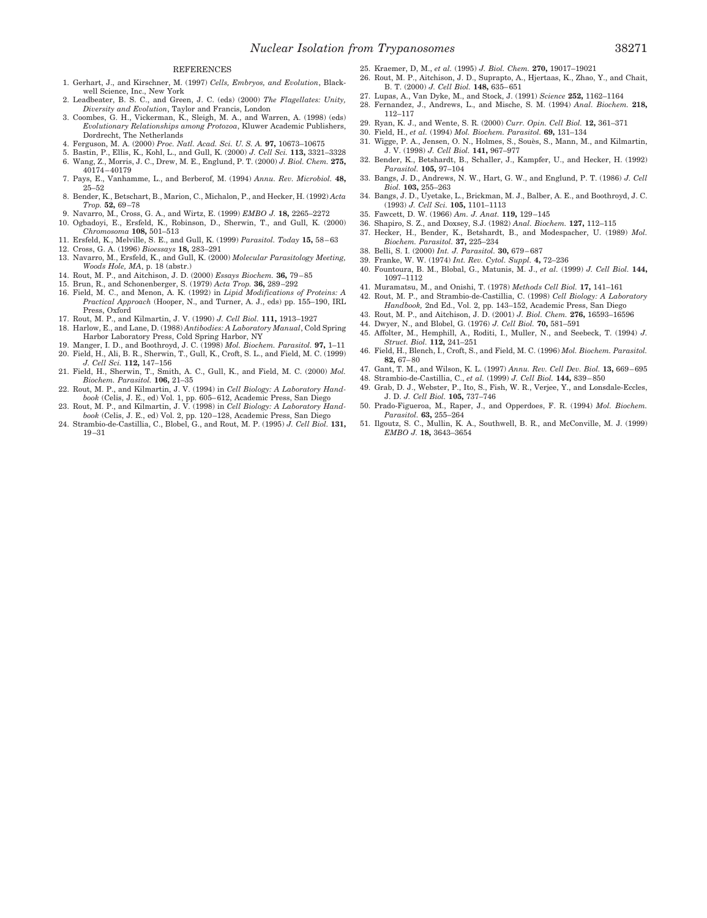## REFERENCES

1. Gerhart, J., and Kirschner, M. (1997) *Cells, Embryos, and Evolution*, Blackwell Science, Inc., New York
2. Leadbeater, B. S. C., and Green, J. C. (eds) (2000) *The Flagellates: Unity, Diversity and Evolution*, Taylor and Francis, London
3. Coombes, G. H., Vickerman, K., Sleigh, M. A., and Warren, A. (1998) (eds) *Evolutionary Relationships among Protozoa*, Kluwer Academic Publishers, Dordrecht, The Netherlands
4. Ferguson, M. A. (2000) *Proc. Natl. Acad. Sci. U. S. A.* **97,** 10673–10675
5. Bastin, P., Ellis, K., Kohl, L., and Gull, K. (2000) *J. Cell Sci.* **113,** 3321–3328
6. Wang, Z., Morris, J. C., Drew, M. E., Englund, P. T. (2000) *J. Biol. Chem.* **275,** 40174–40179
7. Pays, E., Vanhamme, L., and Berberof, M. (1994) *Annu. Rev. Microbiol.* **48,** 25–52
8. Bender, K., Betschart, B., Marion, C., Michalon, P., and Hecker, H. (1992) *Acta Trop.* **52,** 69–78
9. Navarro, M., Cross, G. A., and Wirtz, E. (1999) *EMBO J.* **18,** 2265–2272
10. Ogbadoyi, E., Ersfeld, K., Robinson, D., Sherwin, T., and Gull, K. (2000) *Chromosoma* **108,** 501–513
11. Ersfeld, K., Melville, S. E., and Gull, K. (1999) *Parasitol. Today* **15,** 58–63
12. Cross, G. A. (1996) *Bioessays* **18,** 283–291
13. Navarro, M., Ersfeld, K., and Gull, K. (2000) *Molecular Parasitology Meeting, Woods Hole, MA*, p. 18 (abstr.)
14. Rout, M. P., and Aitchison, J. D. (2000) *Essays Biochem.* **36,** 79–85
15. Brun, R., and Schonenberger, S. (1979) *Acta Trop.* **36,** 289–292
16. Field, M. C., and Menon, A. K. (1992) in *Lipid Modifications of Proteins: A Practical Approach* (Hooper, N., and Turner, A. J., eds) pp. 155–190, IRL Press, Oxford
17. Rout, M. P., and Kilmartin, J. V. (1990) *J. Cell Biol.* **111,** 1913–1927
18. Harlow, E., and Lane, D. (1988) *Antibodies: A Laboratory Manual*, Cold Spring Harbor Laboratory Press, Cold Spring Harbor, NY
19. Manger, I. D., and Boothroyd, J. C. (1998) *Mol. Biochem. Parasitol.* **97,** 1–11
20. Field, H., Ali, B. R., Sherwin, T., Gull, K., Croft, S. L., and Field, M. C. (1999) *J. Cell Sci.* **112,** 147–156
21. Field, H., Sherwin, T., Smith, A. C., Gull, K., and Field, M. C. (2000) *Mol. Biochem. Parasitol.* **106,** 21–35
22. Rout, M. P., and Kilmartin, J. V. (1994) in *Cell Biology: A Laboratory Handbook* (Celis, J. E., ed) Vol. 1, pp. 605–612, Academic Press, San Diego
23. Rout, M. P., and Kilmartin, J. V. (1998) in *Cell Biology: A Laboratory Handbook* (Celis, J. E., ed) Vol. 2, pp. 120–128, Academic Press, San Diego
24. Strambio-de-Castillia, C., Blobel, G., and Rout, M. P. (1995) *J. Cell Biol.* **131,** 19–31
25. Kraemer, D, M., *et al.* (1995) *J. Biol. Chem.* **270,** 19017–19021
26. Rout, M. P., Aitchison, J. D., Suprapto, A., Hjertaas, K., Zhao, Y., and Chait, B. T. (2000) *J. Cell Biol.* **148,** 635–651
27. Lupas, A., Van Dyke, M., and Stock, J. (1991) *Science* **252,** 1162–1164
28. Fernandez, J., Andrews, L., and Mische, S. M. (1994) *Anal. Biochem.* **218,** 112–117
29. Ryan, K. J., and Wente, S. R. (2000) *Curr. Opin. Cell Biol.* **12,** 361–371
30. Field, H., *et al.* (1994) *Mol. Biochem. Parasitol.* **69,** 131–134
31. Wigge, P. A., Jensen, O. N., Holmes, S., Souès, S., Mann, M., and Kilmartin, J. V. (1998) *J. Cell Biol.* **141,** 967–977
32. Bender, K., Betshardt, B., Schaller, J., Kampfer, U., and Hecker, H. (1992) *Parasitol.* **105,** 97–104
33. Bangs, J. D., Andrews, N. W., Hart, G. W., and Englund, P. T. (1986) *J. Cell Biol.* **103,** 255–263
34. Bangs, J. D., Uyetake, L., Brickman, M. J., Balber, A. E., and Boothroyd, J. C. (1993) *J. Cell Sci.* **105,** 1101–1113
35. Fawcett, D. W. (1966) *Am. J. Anat.* **119,** 129–145
36. Shapiro, S. Z., and Doxsey, S.J. (1982) *Anal. Biochem.* **127,** 112–115
37. Hecker, H., Bender, K., Betshardt, B., and Modespacher, U. (1989) *Mol. Biochem. Parasitol.* **37,** 225–234
38. Belli, S. I. (2000) *Int. J. Parasitol.* **30,** 679–687
39. Franke, W. W. (1974) *Int. Rev. Cytol. Suppl.* **4,** 72–236
40. Fountoura, B. M., Blobal, G., Matunis, M. J., *et al.* (1999) *J. Cell Biol.* **144,** 1097–1112
41. Muramatsu, M., and Onishi, T. (1978) *Methods Cell Biol.* **17,** 141–161
42. Rout, M. P., and Strambio-de-Castillia, C. (1998) *Cell Biology: A Laboratory Handbook,* 2nd Ed., Vol. 2, pp. 143–152, Academic Press, San Diego
43. Rout, M. P., and Aitchison, J. D. (2001) *J. Biol. Chem.* **276,** 16593–16596
44. Dwyer, N., and Blobel, G. (1976) *J. Cell Biol.* **70,** 581–591
45. Affolter, M., Hemphill, A., Roditi, I., Muller, N., and Seebeck, T. (1994) *J. Struct. Biol.* **112,** 241–251
46. Field, H., Blench, I., Croft, S., and Field, M. C. (1996) *Mol. Biochem. Parasitol.* **82,** 67–80
47. Gant, T. M., and Wilson, K. L. (1997) *Annu. Rev. Cell Dev. Biol.* **13,** 669–695
48. Strambio-de-Castillia, C., *et al.* (1999) *J. Cell Biol.* **144,** 839–850
49. Grab, D. J., Webster, P., Ito, S., Fish, W. R., Verjee, Y., and Lonsdale-Eccles, J. D. *J. Cell Biol.* **105,** 737–746
50. Prado-Figueroa, M., Raper, J., and Opperdoes, F. R. (1994) *Mol. Biochem. Parasitol.* **63,** 255–264
51. Ilgoutz, S. C., Mullin, K. A., Southwell, B. R., and McConville, M. J. (1999) *EMBO J.* **18,** 3643–3654